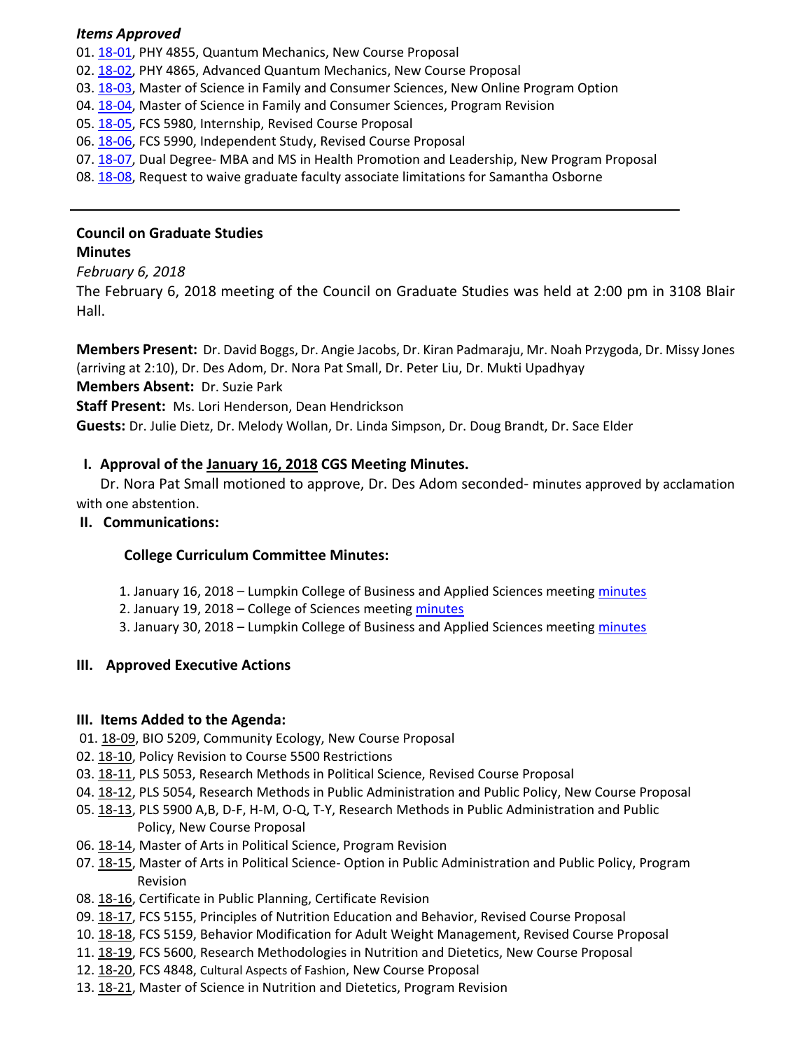***Items Approved***

01. 18-01, PHY 4855, Quantum Mechanics, New Course Proposal
02. 18-02, PHY 4865, Advanced Quantum Mechanics, New Course Proposal
03. 18-03, Master of Science in Family and Consumer Sciences, New Online Program Option
04. 18-04, Master of Science in Family and Consumer Sciences, Program Revision
05. 18-05, FCS 5980, Internship, Revised Course Proposal
06. 18-06, FCS 5990, Independent Study, Revised Course Proposal
07. 18-07, Dual Degree- MBA and MS in Health Promotion and Leadership, New Program Proposal
08. 18-08, Request to waive graduate faculty associate limitations for Samantha Osborne

---

**Council on Graduate Studies**
**Minutes**

*February 6, 2018*

The February 6, 2018 meeting of the Council on Graduate Studies was held at 2:00 pm in 3108 Blair Hall.

**Members Present:** Dr. David Boggs, Dr. Angie Jacobs, Dr. Kiran Padmaraju, Mr. Noah Przygoda, Dr. Missy Jones (arriving at 2:10), Dr. Des Adom, Dr. Nora Pat Small, Dr. Peter Liu, Dr. Mukti Upadhyay

**Members Absent:** Dr. Suzie Park

**Staff Present:** Ms. Lori Henderson, Dean Hendrickson

**Guests:** Dr. Julie Dietz, Dr. Melody Wollan, Dr. Linda Simpson, Dr. Doug Brandt, Dr. Sace Elder

## I. Approval of the January 16, 2018 CGS Meeting Minutes.

Dr. Nora Pat Small motioned to approve, Dr. Des Adom seconded- minutes approved by acclamation with one abstention.

## II. Communications:

**College Curriculum Committee Minutes:**

1. January 16, 2018 – Lumpkin College of Business and Applied Sciences meeting minutes
2. January 19, 2018 – College of Sciences meeting minutes
3. January 30, 2018 – Lumpkin College of Business and Applied Sciences meeting minutes

## III. Approved Executive Actions

## III. Items Added to the Agenda:

01. 18-09, BIO 5209, Community Ecology, New Course Proposal
02. 18-10, Policy Revision to Course 5500 Restrictions
03. 18-11, PLS 5053, Research Methods in Political Science, Revised Course Proposal
04. 18-12, PLS 5054, Research Methods in Public Administration and Public Policy, New Course Proposal
05. 18-13, PLS 5900 A,B, D-F, H-M, O-Q, T-Y, Research Methods in Public Administration and Public Policy, New Course Proposal
06. 18-14, Master of Arts in Political Science, Program Revision
07. 18-15, Master of Arts in Political Science- Option in Public Administration and Public Policy, Program Revision
08. 18-16, Certificate in Public Planning, Certificate Revision
09. 18-17, FCS 5155, Principles of Nutrition Education and Behavior, Revised Course Proposal
10. 18-18, FCS 5159, Behavior Modification for Adult Weight Management, Revised Course Proposal
11. 18-19, FCS 5600, Research Methodologies in Nutrition and Dietetics, New Course Proposal
12. 18-20, FCS 4848, Cultural Aspects of Fashion, New Course Proposal
13. 18-21, Master of Science in Nutrition and Dietetics, Program Revision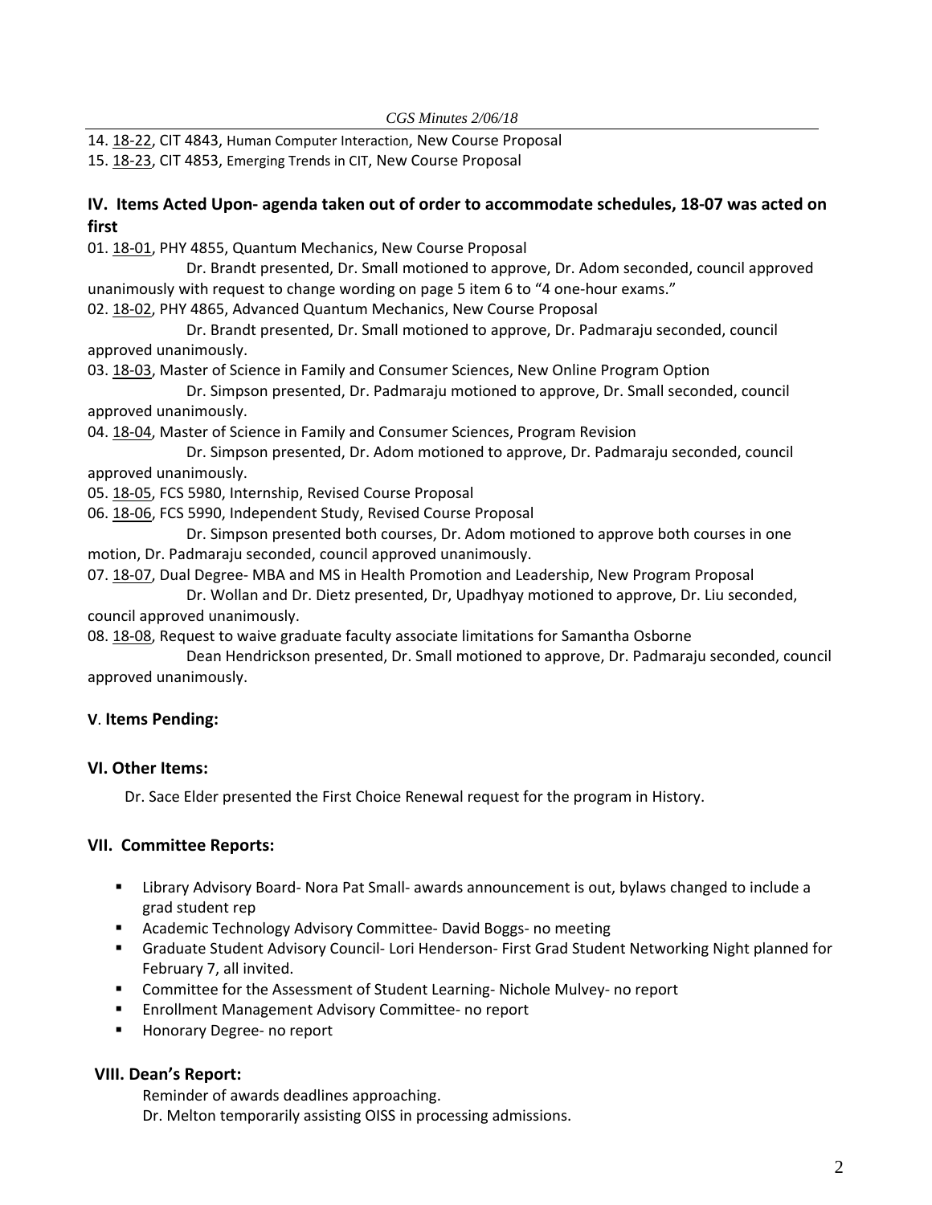14. 18-22, CIT 4843, Human Computer Interaction, New Course Proposal
15. 18-23, CIT 4853, Emerging Trends in CIT, New Course Proposal

## IV. Items Acted Upon- agenda taken out of order to accommodate schedules, 18-07 was acted on first

01. 18-01, PHY 4855, Quantum Mechanics, New Course Proposal

    Dr. Brandt presented, Dr. Small motioned to approve, Dr. Adom seconded, council approved unanimously with request to change wording on page 5 item 6 to "4 one-hour exams."

02. 18-02, PHY 4865, Advanced Quantum Mechanics, New Course Proposal

    Dr. Brandt presented, Dr. Small motioned to approve, Dr. Padmaraju seconded, council approved unanimously.

03. 18-03, Master of Science in Family and Consumer Sciences, New Online Program Option

    Dr. Simpson presented, Dr. Padmaraju motioned to approve, Dr. Small seconded, council approved unanimously.

04. 18-04, Master of Science in Family and Consumer Sciences, Program Revision

    Dr. Simpson presented, Dr. Adom motioned to approve, Dr. Padmaraju seconded, council approved unanimously.

05. 18-05, FCS 5980, Internship, Revised Course Proposal
06. 18-06, FCS 5990, Independent Study, Revised Course Proposal

    Dr. Simpson presented both courses, Dr. Adom motioned to approve both courses in one motion, Dr. Padmaraju seconded, council approved unanimously.

07. 18-07, Dual Degree- MBA and MS in Health Promotion and Leadership, New Program Proposal

    Dr. Wollan and Dr. Dietz presented, Dr, Upadhyay motioned to approve, Dr. Liu seconded, council approved unanimously.

08. 18-08, Request to waive graduate faculty associate limitations for Samantha Osborne

    Dean Hendrickson presented, Dr. Small motioned to approve, Dr. Padmaraju seconded, council approved unanimously.

## V. Items Pending:

## VI. Other Items:

Dr. Sace Elder presented the First Choice Renewal request for the program in History.

## VII. Committee Reports:

- Library Advisory Board- Nora Pat Small- awards announcement is out, bylaws changed to include a grad student rep
- Academic Technology Advisory Committee- David Boggs- no meeting
- Graduate Student Advisory Council- Lori Henderson- First Grad Student Networking Night planned for February 7, all invited.
- Committee for the Assessment of Student Learning- Nichole Mulvey- no report
- Enrollment Management Advisory Committee- no report
- Honorary Degree- no report

## VIII. Dean's Report:

Reminder of awards deadlines approaching.
Dr. Melton temporarily assisting OISS in processing admissions.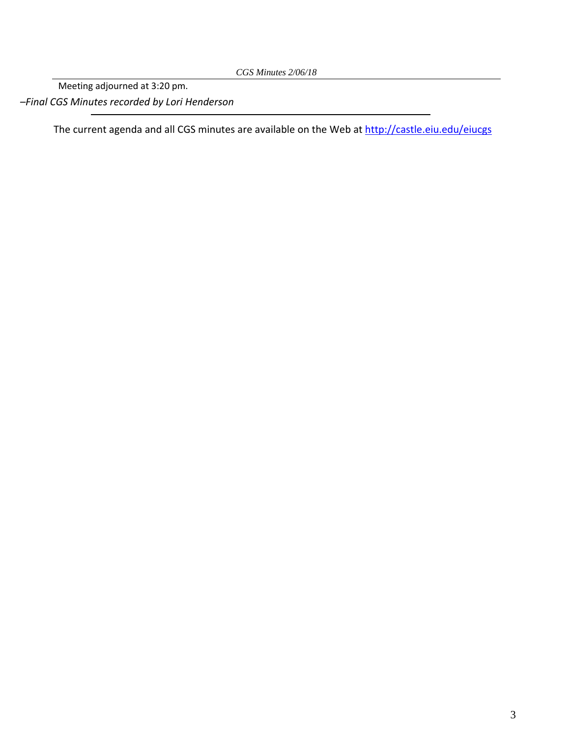Meeting adjourned at 3:20 pm.

*–Final CGS Minutes recorded by Lori Henderson*

---

The current agenda and all CGS minutes are available on the Web at [http://castle.eiu.edu/eiucgs](http://castle.eiu.edu/eiucgs)